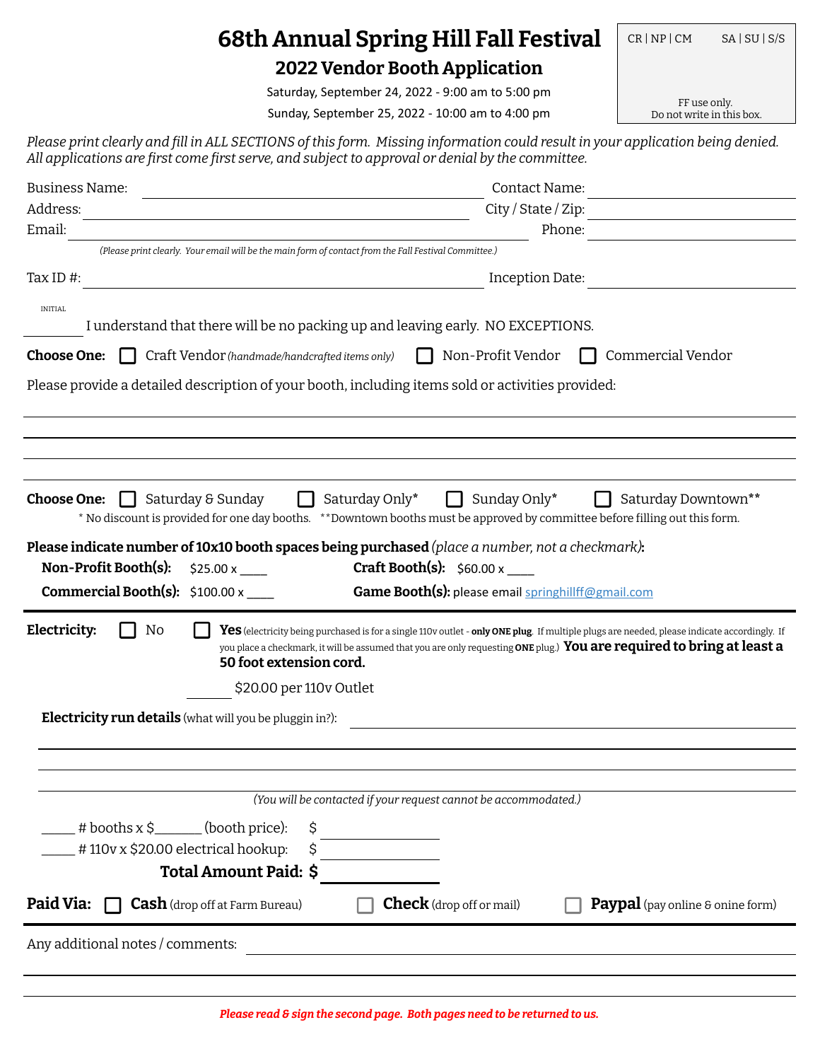# 68th Annual Spring Hill Fall Festival

## 2022 Vendor Booth Application

Saturday, September 24, 2022 - 9:00 am to 5:00 pm

Sunday, September 25, 2022 - 10:00 am to 4:00 pm

CR | NP | CM SA | SU | S/S

FF use only.
Do not write in this box.

*Please print clearly and fill in ALL SECTIONS of this form. Missing information could result in your application being denied. All applications are first come first serve, and subject to approval or denial by the committee.*

Business Name: ______________________ Contact Name: ______________________

Address: ______________________ City / State / Zip: ______________________

Email: ______________________ Phone: ______________________

*(Please print clearly. Your email will be the main form of contact from the Fall Festival Committee.)*

Tax ID #: ______________________ Inception Date: ______________________

INITIAL

______ I understand that there will be no packing up and leaving early. NO EXCEPTIONS.

**Choose One:** ☐ Craft Vendor *(handmade/handcrafted items only)* ☐ Non-Profit Vendor ☐ Commercial Vendor

Please provide a detailed description of your booth, including items sold or activities provided:

______________________

______________________

______________________

______________________

**Choose One:** ☐ Saturday & Sunday ☐ Saturday Only* ☐ Sunday Only* ☐ Saturday Downtown**

\* No discount is provided for one day booths. **Downtown booths must be approved by committee before filling out this form.

**Please indicate number of 10x10 booth spaces being purchased** *(place a number, not a checkmark)***:**

**Non-Profit Booth(s):** $25.00 x ____ **Craft Booth(s):** $60.00 x ____

**Commercial Booth(s):** $100.00 x ____ **Game Booth(s):** please email springhillff@gmail.com

**Electricity:** ☐ No ☐ **Yes** (electricity being purchased is for a single 110v outlet - **only ONE plug**. If multiple plugs are needed, please indicate accordingly. If you place a checkmark, it will be assumed that you are only requesting **ONE** plug.) **You are required to bring at least a 50 foot extension cord.**

______ $20.00 per 110v Outlet

**Electricity run details** (what will you be pluggin in?): ______________________

______________________

______________________

______________________

*(You will be contacted if your request cannot be accommodated.)*

_____ # booths x $_______ (booth price): $ __________

_____ # 110v x $20.00 electrical hookup: $ __________

**Total Amount Paid: $** __________

**Paid Via:** ☐ **Cash** (drop off at Farm Bureau) ☐ **Check** (drop off or mail) ☐ **Paypal** (pay online & onine form)

Any additional notes / comments: ______________________

______________________

______________________

***Please read & sign the second page. Both pages need to be returned to us.***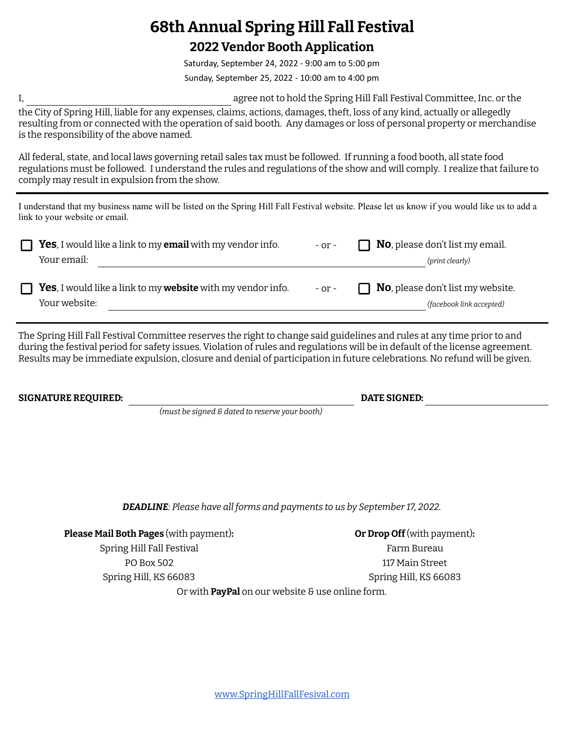# 68th Annual Spring Hill Fall Festival

## 2022 Vendor Booth Application

Saturday, September 24, 2022 - 9:00 am to 5:00 pm

Sunday, September 25, 2022 - 10:00 am to 4:00 pm

I, ______________________________ agree not to hold the Spring Hill Fall Festival Committee, Inc. or the the City of Spring Hill, liable for any expenses, claims, actions, damages, theft, loss of any kind, actually or allegedly resulting from or connected with the operation of said booth. Any damages or loss of personal property or merchandise is the responsibility of the above named.

All federal, state, and local laws governing retail sales tax must be followed. If running a food booth, all state food regulations must be followed. I understand the rules and regulations of the show and will comply. I realize that failure to comply may result in expulsion from the show.

---

I understand that my business name will be listed on the Spring Hill Fall Festival website. Please let us know if you would like us to add a link to your website or email.

☐ **Yes**, I would like a link to my **email** with my vendor info. - or - ☐ **No**, please don't list my email.

Your email: ______________________________ *(print clearly)*

☐ **Yes**, I would like a link to my **website** with my vendor info. - or - ☐ **No**, please don't list my website.

Your website: ______________________________ *(facebook link accepted)*

---

The Spring Hill Fall Festival Committee reserves the right to change said guidelines and rules at any time prior to and during the festival period for safety issues. Violation of rules and regulations will be in default of the license agreement. Results may be immediate expulsion, closure and denial of participation in future celebrations. No refund will be given.

**SIGNATURE REQUIRED:** ______________________________ **DATE SIGNED:** ______________

*(must be signed & dated to reserve your booth)*

***DEADLINE****: Please have all forms and payments to us by September 17, 2022.*

**Please Mail Both Pages** (with payment)**:**
Spring Hill Fall Festival
PO Box 502
Spring Hill, KS 66083

**Or Drop Off** (with payment)**:**
Farm Bureau
117 Main Street
Spring Hill, KS 66083

Or with **PayPal** on our website & use online form.

www.SpringHillFallFesival.com